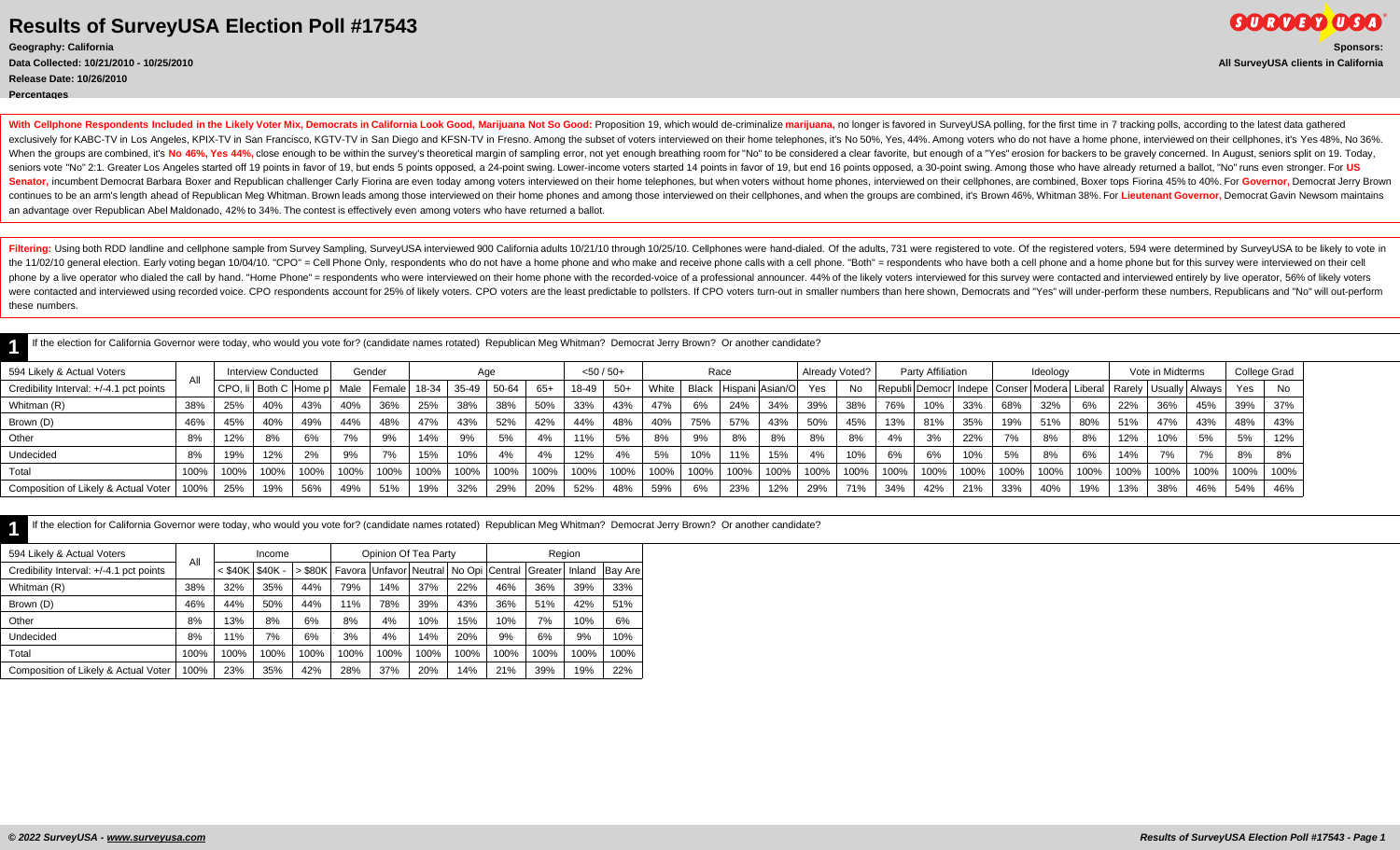# Results of SurveyUSA Election Poll #17543

**Geography: California**
**Data Collected: 10/21/2010 - 10/25/2010**
**Release Date: 10/26/2010**
**Percentages**

**Sponsors:**
**All SurveyUSA clients in California**

**With Cellphone Respondents Included in the Likely Voter Mix, Democrats in California Look Good, Marijuana Not So Good:** Proposition 19, which would de-criminalize **marijuana**, no longer is favored in SurveyUSA polling, for the first time in 7 tracking polls, according to the latest data gathered exclusively for KABC-TV in Los Angeles, KPIX-TV in San Francisco, KGTV-TV in San Diego and KFSN-TV in Fresno. Among the subset of voters interviewed on their home telephones, it's No 50%, Yes, 44%. Among voters who do not have a home phone, interviewed on their cellphones, it's Yes 48%, No 36%. When the groups are combined, it's **No 46%, Yes 44%,** close enough to be within the survey's theoretical margin of sampling error, not yet enough breathing room for "No" to be considered a clear favorite, but enough of a "Yes" erosion for backers to be gravely concerned. In August, seniors split on 19. Today, seniors vote "No" 2:1. Greater Los Angeles started off 19 points in favor of 19, but ends 5 points opposed, a 24-point swing. Lower-income voters started 14 points in favor of 19, but end 16 points opposed, a 30-point swing. Among those who have already returned a ballot, "No" runs even stronger. For **US Senator,** incumbent Democrat Barbara Boxer and Republican challenger Carly Fiorina are even today among voters interviewed on their home telephones, but when voters without home phones, interviewed on their cellphones, are combined, Boxer tops Fiorina 45% to 40%. For **Governor,** Democrat Jerry Brown continues to be an arm's length ahead of Republican Meg Whitman. Brown leads among those interviewed on their home phones and among those interviewed on their cellphones, and when the groups are combined, it's Brown 46%, Whitman 38%. For **Lieutenant Governor,** Democrat Gavin Newsom maintains an advantage over Republican Abel Maldonado, 42% to 34%. The contest is effectively even among voters who have returned a ballot.

**Filtering:** Using both RDD landline and cellphone sample from Survey Sampling, SurveyUSA interviewed 900 California adults 10/21/10 through 10/25/10. Cellphones were hand-dialed. Of the adults, 731 were registered to vote. Of the registered voters, 594 were determined by SurveyUSA to be likely to vote in the 11/02/10 general election. Early voting began 10/04/10. "CPO" = Cell Phone Only, respondents who do not have a home phone and who make and receive phone calls with a cell phone. "Both" = respondents who have both a cell phone and a home phone but for this survey were interviewed on their cell phone by a live operator who dialed the call by hand. "Home Phone" = respondents who were interviewed on their home phone with the recorded-voice of a professional announcer. 44% of the likely voters interviewed for this survey were contacted and interviewed entirely by live operator, 56% of likely voters were contacted and interviewed using recorded voice. CPO respondents account for 25% of likely voters. CPO voters are the least predictable to pollsters. If CPO voters turn-out in smaller numbers than here shown, Democrats and "Yes" will under-perform these numbers, Republicans and "No" will out-perform these numbers.

## 1

If the election for California Governor were today, who would you vote for? (candidate names rotated) Republican Meg Whitman? Democrat Jerry Brown? Or another candidate?

| 594 Likely & Actual Voters | All | Interview Conducted | | | Gender | | Age | | | | <50 / 50+ | | Race | | | | Already Voted? | | Party Affiliation | | | Ideology | | | Vote in Midterms | | | College Grad | |
|---|---|---|---|---|---|---|---|---|---|---|---|---|---|---|---|---|---|---|---|---|---|---|---|---|---|---|---|---|---|
| Credibility Interval: +/-4.1 pct points | | CPO, li | Both C | Home p | Male | Female | 18-34 | 35-49 | 50-64 | 65+ | 18-49 | 50+ | White | Black | Hispani | Asian/O | Yes | No | Republi | Democr | Indepe | Conser | Modera | Liberal | Rarely | Usually | Always | Yes | No |
| Whitman (R) | 38% | 25% | 40% | 43% | 40% | 36% | 25% | 38% | 38% | 50% | 33% | 43% | 47% | 6% | 24% | 34% | 39% | 38% | 76% | 10% | 33% | 68% | 32% | 6% | 22% | 36% | 45% | 39% | 37% |
| Brown (D) | 46% | 45% | 40% | 49% | 44% | 48% | 47% | 43% | 52% | 42% | 44% | 48% | 40% | 75% | 57% | 43% | 50% | 45% | 13% | 81% | 35% | 19% | 51% | 80% | 51% | 47% | 43% | 48% | 43% |
| Other | 8% | 12% | 8% | 6% | 7% | 9% | 14% | 9% | 5% | 4% | 11% | 5% | 8% | 9% | 8% | 8% | 8% | 8% | 4% | 3% | 22% | 7% | 8% | 8% | 12% | 10% | 5% | 5% | 12% |
| Undecided | 8% | 19% | 12% | 2% | 9% | 7% | 15% | 10% | 4% | 4% | 12% | 4% | 5% | 10% | 11% | 15% | 4% | 10% | 6% | 6% | 10% | 5% | 8% | 6% | 14% | 7% | 7% | 8% | 8% |
| Total | 100% | 100% | 100% | 100% | 100% | 100% | 100% | 100% | 100% | 100% | 100% | 100% | 100% | 100% | 100% | 100% | 100% | 100% | 100% | 100% | 100% | 100% | 100% | 100% | 100% | 100% | 100% | 100% | 100% |
| Composition of Likely & Actual Voter | 100% | 25% | 19% | 56% | 49% | 51% | 19% | 32% | 29% | 20% | 52% | 48% | 59% | 6% | 23% | 12% | 29% | 71% | 34% | 42% | 21% | 33% | 40% | 19% | 13% | 38% | 46% | 54% | 46% |

## 1

If the election for California Governor were today, who would you vote for? (candidate names rotated) Republican Meg Whitman? Democrat Jerry Brown? Or another candidate?

| 594 Likely & Actual Voters | All | Income | | | Opinion Of Tea Party | | | | Region | | | |
|---|---|---|---|---|---|---|---|---|---|---|---|---|
| Credibility Interval: +/-4.1 pct points | | < $40K | $40K - | > $80K | Favora | Unfavor | Neutral | No Opi | Central | Greater | Inland | Bay Are |
| Whitman (R) | 38% | 32% | 35% | 44% | 79% | 14% | 37% | 22% | 46% | 36% | 39% | 33% |
| Brown (D) | 46% | 44% | 50% | 44% | 11% | 78% | 39% | 43% | 36% | 51% | 42% | 51% |
| Other | 8% | 13% | 8% | 6% | 8% | 4% | 10% | 15% | 10% | 7% | 10% | 6% |
| Undecided | 8% | 11% | 7% | 6% | 3% | 4% | 14% | 20% | 9% | 6% | 9% | 10% |
| Total | 100% | 100% | 100% | 100% | 100% | 100% | 100% | 100% | 100% | 100% | 100% | 100% |
| Composition of Likely & Actual Voter | 100% | 23% | 35% | 42% | 28% | 37% | 20% | 14% | 21% | 39% | 19% | 22% |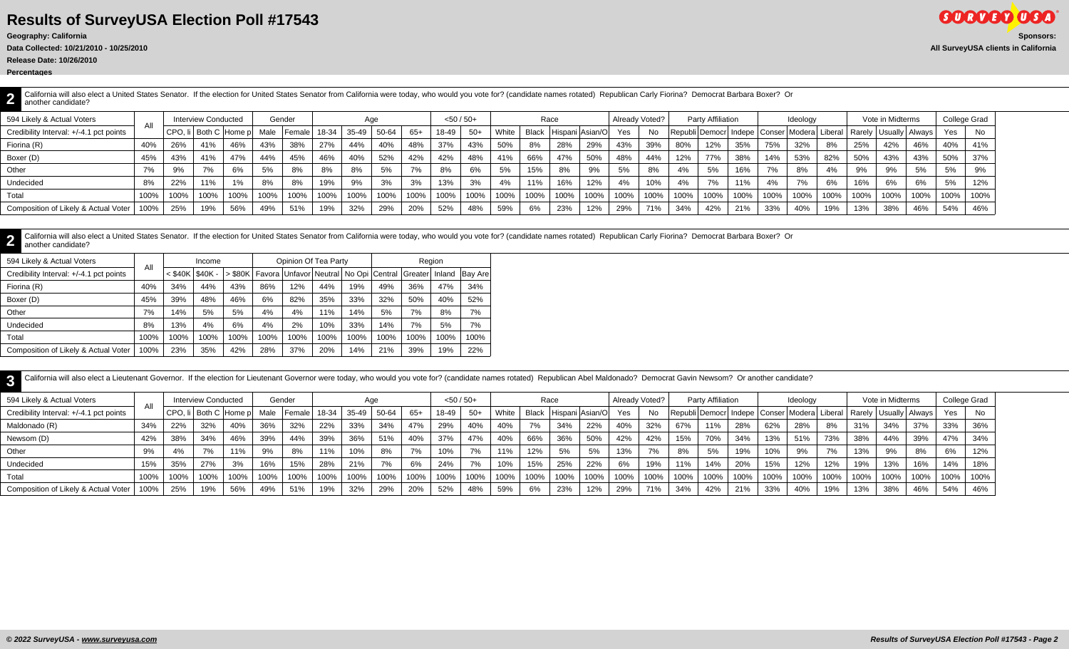# Results of SurveyUSA Election Poll #17543

**Geography: California**

**Data Collected: 10/21/2010 - 10/25/2010**

**Release Date: 10/26/2010**

**Percentages**

**Sponsors:**

**All SurveyUSA clients in California**

**2** California will also elect a United States Senator. If the election for United States Senator from California were today, who would you vote for? (candidate names rotated) Republican Carly Fiorina? Democrat Barbara Boxer? Or another candidate?

| 594 Likely & Actual Voters | All | Interview Conducted | | | Gender | | Age | | | | <50 / 50+ | | Race | | | | Already Voted? | | Party Affiliation | | | Ideology | | | Vote in Midterms | | | College Grad | |
|---|---|---|---|---|---|---|---|---|---|---|---|---|---|---|---|---|---|---|---|---|---|---|---|---|---|---|---|---|---|
| Credibility Interval: +/-4.1 pct points | | CPO, li | Both C | Home p | Male | Female | 18-34 | 35-49 | 50-64 | 65+ | 18-49 | 50+ | White | Black | Hispani | Asian/O | Yes | No | Republi | Democr | Indepe | Conser | Modera | Liberal | Rarely | Usually | Always | Yes | No |
| Fiorina (R) | 40% | 26% | 41% | 46% | 43% | 38% | 27% | 44% | 40% | 48% | 37% | 43% | 50% | 8% | 28% | 29% | 43% | 39% | 80% | 12% | 35% | 75% | 32% | 8% | 25% | 42% | 46% | 40% | 41% |
| Boxer (D) | 45% | 43% | 41% | 47% | 44% | 45% | 46% | 40% | 52% | 42% | 42% | 48% | 41% | 66% | 47% | 50% | 48% | 44% | 12% | 77% | 38% | 14% | 53% | 82% | 50% | 43% | 43% | 50% | 37% |
| Other | 7% | 9% | 7% | 6% | 5% | 8% | 8% | 8% | 5% | 7% | 8% | 6% | 5% | 15% | 8% | 9% | 5% | 8% | 4% | 5% | 16% | 7% | 8% | 4% | 9% | 9% | 5% | 5% | 9% |
| Undecided | 8% | 22% | 11% | 1% | 8% | 8% | 19% | 9% | 3% | 3% | 13% | 3% | 4% | 11% | 16% | 12% | 4% | 10% | 4% | 7% | 11% | 4% | 7% | 6% | 16% | 6% | 6% | 5% | 12% |
| Total | 100% | 100% | 100% | 100% | 100% | 100% | 100% | 100% | 100% | 100% | 100% | 100% | 100% | 100% | 100% | 100% | 100% | 100% | 100% | 100% | 100% | 100% | 100% | 100% | 100% | 100% | 100% | 100% | 100% |
| Composition of Likely & Actual Voter | 100% | 25% | 19% | 56% | 49% | 51% | 19% | 32% | 29% | 20% | 52% | 48% | 59% | 6% | 23% | 12% | 29% | 71% | 34% | 42% | 21% | 33% | 40% | 19% | 13% | 38% | 46% | 54% | 46% |

**2** California will also elect a United States Senator. If the election for United States Senator from California were today, who would you vote for? (candidate names rotated) Republican Carly Fiorina? Democrat Barbara Boxer? Or another candidate?

| 594 Likely & Actual Voters | All | Income | | | Opinion Of Tea Party | | | | Region | | | |
|---|---|---|---|---|---|---|---|---|---|---|---|---|
| Credibility Interval: +/-4.1 pct points | | < $40K | $40K - | > $80K | Favora | Unfavor | Neutral | No Opi | Central | Greater | Inland | Bay Are |
| Fiorina (R) | 40% | 34% | 44% | 43% | 86% | 12% | 44% | 19% | 49% | 36% | 47% | 34% |
| Boxer (D) | 45% | 39% | 48% | 46% | 6% | 82% | 35% | 33% | 32% | 50% | 40% | 52% |
| Other | 7% | 14% | 5% | 5% | 4% | 4% | 11% | 14% | 5% | 7% | 8% | 7% |
| Undecided | 8% | 13% | 4% | 6% | 4% | 2% | 10% | 33% | 14% | 7% | 5% | 7% |
| Total | 100% | 100% | 100% | 100% | 100% | 100% | 100% | 100% | 100% | 100% | 100% | 100% |
| Composition of Likely & Actual Voter | 100% | 23% | 35% | 42% | 28% | 37% | 20% | 14% | 21% | 39% | 19% | 22% |

**3** California will also elect a Lieutenant Governor. If the election for Lieutenant Governor were today, who would you vote for? (candidate names rotated) Republican Abel Maldonado? Democrat Gavin Newsom? Or another candidate?

| 594 Likely & Actual Voters | All | Interview Conducted | | | Gender | | Age | | | | <50 / 50+ | | Race | | | | Already Voted? | | Party Affiliation | | | Ideology | | | Vote in Midterms | | | College Grad | |
|---|---|---|---|---|---|---|---|---|---|---|---|---|---|---|---|---|---|---|---|---|---|---|---|---|---|---|---|---|---|
| Credibility Interval: +/-4.1 pct points | | CPO, li | Both C | Home p | Male | Female | 18-34 | 35-49 | 50-64 | 65+ | 18-49 | 50+ | White | Black | Hispani | Asian/O | Yes | No | Republi | Democr | Indepe | Conser | Modera | Liberal | Rarely | Usually | Always | Yes | No |
| Maldonado (R) | 34% | 22% | 32% | 40% | 36% | 32% | 22% | 33% | 34% | 47% | 29% | 40% | 40% | 7% | 34% | 22% | 40% | 32% | 67% | 11% | 28% | 62% | 28% | 8% | 31% | 34% | 37% | 33% | 36% |
| Newsom (D) | 42% | 38% | 34% | 46% | 39% | 44% | 39% | 36% | 51% | 40% | 37% | 47% | 40% | 66% | 36% | 50% | 42% | 42% | 15% | 70% | 34% | 13% | 51% | 73% | 38% | 44% | 39% | 47% | 34% |
| Other | 9% | 4% | 7% | 11% | 9% | 8% | 11% | 10% | 8% | 7% | 10% | 7% | 11% | 12% | 5% | 5% | 13% | 7% | 8% | 5% | 19% | 10% | 9% | 7% | 13% | 9% | 8% | 6% | 12% |
| Undecided | 15% | 35% | 27% | 3% | 16% | 15% | 28% | 21% | 7% | 6% | 24% | 7% | 10% | 15% | 25% | 22% | 6% | 19% | 11% | 14% | 20% | 15% | 12% | 12% | 19% | 13% | 16% | 14% | 18% |
| Total | 100% | 100% | 100% | 100% | 100% | 100% | 100% | 100% | 100% | 100% | 100% | 100% | 100% | 100% | 100% | 100% | 100% | 100% | 100% | 100% | 100% | 100% | 100% | 100% | 100% | 100% | 100% | 100% | 100% |
| Composition of Likely & Actual Voter | 100% | 25% | 19% | 56% | 49% | 51% | 19% | 32% | 29% | 20% | 52% | 48% | 59% | 6% | 23% | 12% | 29% | 71% | 34% | 42% | 21% | 33% | 40% | 19% | 13% | 38% | 46% | 54% | 46% |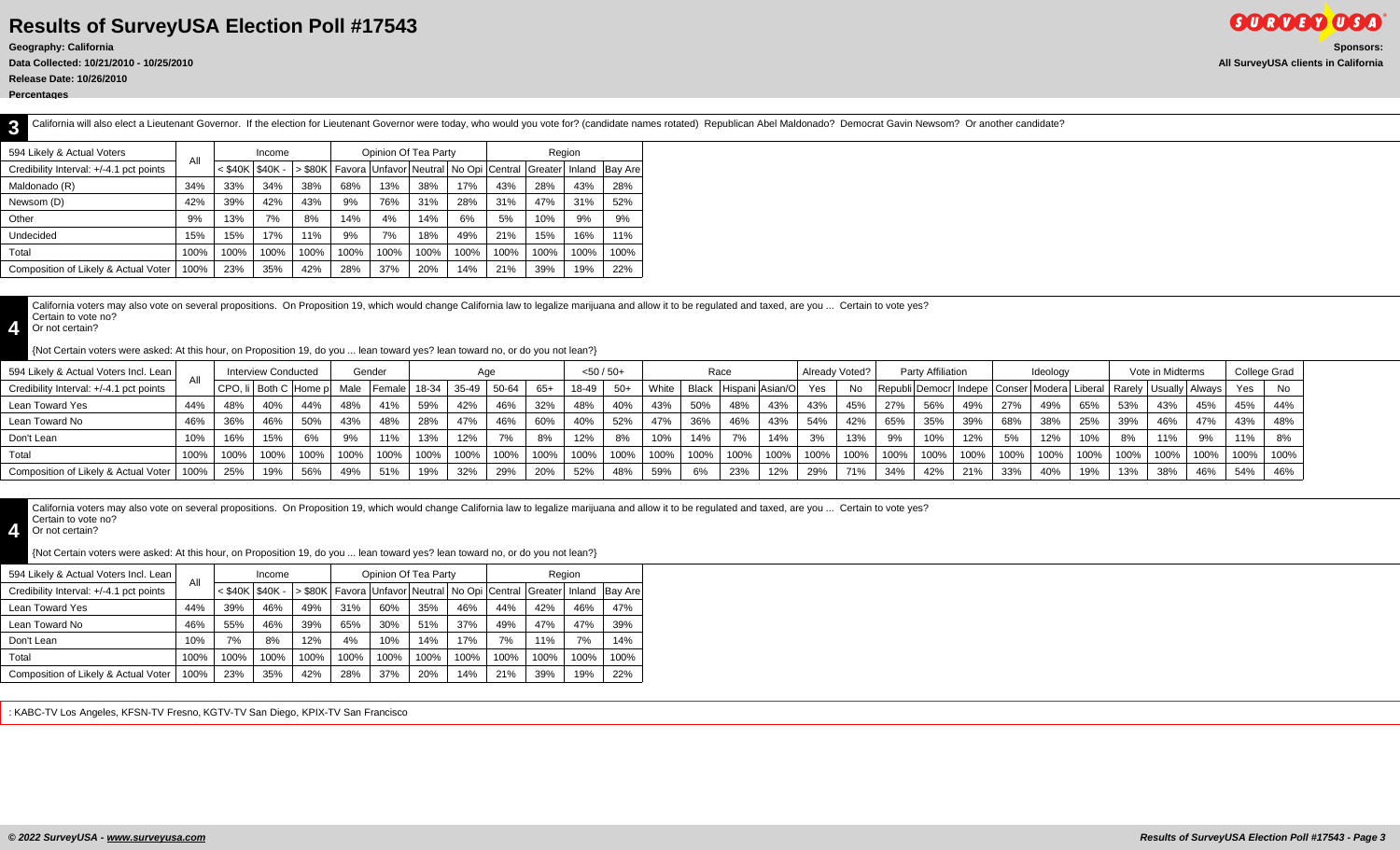# Results of SurveyUSA Election Poll #17543

**Geography: California**

**Data Collected: 10/21/2010 - 10/25/2010**

**Release Date: 10/26/2010**

**Percentages**

**Sponsors:**

**All SurveyUSA clients in California**

**3** California will also elect a Lieutenant Governor. If the election for Lieutenant Governor were today, who would you vote for? (candidate names rotated) Republican Abel Maldonado? Democrat Gavin Newsom? Or another candidate?

| 594 Likely & Actual Voters | All | Income | | | Opinion Of Tea Party | | | | Region | | | |
|---|---|---|---|---|---|---|---|---|---|---|---|---|
| Credibility Interval: +/-4.1 pct points | | < $40K | $40K - | > $80K | Favora | Unfavor | Neutral | No Opi | Central | Greater | Inland | Bay Are |
| Maldonado (R) | 34% | 33% | 34% | 38% | 68% | 13% | 38% | 17% | 43% | 28% | 43% | 28% |
| Newsom (D) | 42% | 39% | 42% | 43% | 9% | 76% | 31% | 28% | 31% | 47% | 31% | 52% |
| Other | 9% | 13% | 7% | 8% | 14% | 4% | 14% | 6% | 5% | 10% | 9% | 9% |
| Undecided | 15% | 15% | 17% | 11% | 9% | 7% | 18% | 49% | 21% | 15% | 16% | 11% |
| Total | 100% | 100% | 100% | 100% | 100% | 100% | 100% | 100% | 100% | 100% | 100% | 100% |
| Composition of Likely & Actual Voter | 100% | 23% | 35% | 42% | 28% | 37% | 20% | 14% | 21% | 39% | 19% | 22% |

**4** California voters may also vote on several propositions. On Proposition 19, which would change California law to legalize marijuana and allow it to be regulated and taxed, are you ... Certain to vote yes? Certain to vote no? Or not certain?

{Not Certain voters were asked: At this hour, on Proposition 19, do you ... lean toward yes? lean toward no, or do you not lean?}

| 594 Likely & Actual Voters Incl. Lean | All | Interview Conducted | | | Gender | | Age | | | | <50 / 50+ | | Race | | | | Already Voted? | | Party Affiliation | | | Ideology | | | Vote in Midterms | | | College Grad | |
|---|---|---|---|---|---|---|---|---|---|---|---|---|---|---|---|---|---|---|---|---|---|---|---|---|---|---|---|---|---|
| Credibility Interval: +/-4.1 pct points | | CPO, li | Both C | Home p | Male | Female | 18-34 | 35-49 | 50-64 | 65+ | 18-49 | 50+ | White | Black | Hispani | Asian/O | Yes | No | Republi | Democr | Indepe | Conser | Modera | Liberal | Rarely | Usually | Always | Yes | No |
| Lean Toward Yes | 44% | 48% | 40% | 44% | 48% | 41% | 59% | 42% | 46% | 32% | 48% | 40% | 43% | 50% | 48% | 43% | 43% | 45% | 27% | 56% | 49% | 27% | 49% | 65% | 53% | 43% | 45% | 45% | 44% |
| Lean Toward No | 46% | 36% | 46% | 50% | 43% | 48% | 28% | 47% | 46% | 60% | 40% | 52% | 47% | 36% | 46% | 43% | 54% | 42% | 65% | 35% | 39% | 68% | 38% | 25% | 39% | 46% | 47% | 43% | 48% |
| Don't Lean | 10% | 16% | 15% | 6% | 9% | 11% | 13% | 12% | 7% | 8% | 12% | 8% | 10% | 14% | 7% | 14% | 3% | 13% | 9% | 10% | 12% | 5% | 12% | 10% | 8% | 11% | 9% | 11% | 8% |
| Total | 100% | 100% | 100% | 100% | 100% | 100% | 100% | 100% | 100% | 100% | 100% | 100% | 100% | 100% | 100% | 100% | 100% | 100% | 100% | 100% | 100% | 100% | 100% | 100% | 100% | 100% | 100% | 100% | 100% |
| Composition of Likely & Actual Voter | 100% | 25% | 19% | 56% | 49% | 51% | 19% | 32% | 29% | 20% | 52% | 48% | 59% | 6% | 23% | 12% | 29% | 71% | 34% | 42% | 21% | 33% | 40% | 19% | 13% | 38% | 46% | 54% | 46% |

**4** California voters may also vote on several propositions. On Proposition 19, which would change California law to legalize marijuana and allow it to be regulated and taxed, are you ... Certain to vote yes? Certain to vote no? Or not certain?

{Not Certain voters were asked: At this hour, on Proposition 19, do you ... lean toward yes? lean toward no, or do you not lean?}

| 594 Likely & Actual Voters Incl. Lean | All | Income | | | Opinion Of Tea Party | | | | Region | | | |
|---|---|---|---|---|---|---|---|---|---|---|---|---|
| Credibility Interval: +/-4.1 pct points | | < $40K | $40K - | > $80K | Favora | Unfavor | Neutral | No Opi | Central | Greater | Inland | Bay Are |
| Lean Toward Yes | 44% | 39% | 46% | 49% | 31% | 60% | 35% | 46% | 44% | 42% | 46% | 47% |
| Lean Toward No | 46% | 55% | 46% | 39% | 65% | 30% | 51% | 37% | 49% | 47% | 47% | 39% |
| Don't Lean | 10% | 7% | 8% | 12% | 4% | 10% | 14% | 17% | 7% | 11% | 7% | 14% |
| Total | 100% | 100% | 100% | 100% | 100% | 100% | 100% | 100% | 100% | 100% | 100% | 100% |
| Composition of Likely & Actual Voter | 100% | 23% | 35% | 42% | 28% | 37% | 20% | 14% | 21% | 39% | 19% | 22% |

: KABC-TV Los Angeles, KFSN-TV Fresno, KGTV-TV San Diego, KPIX-TV San Francisco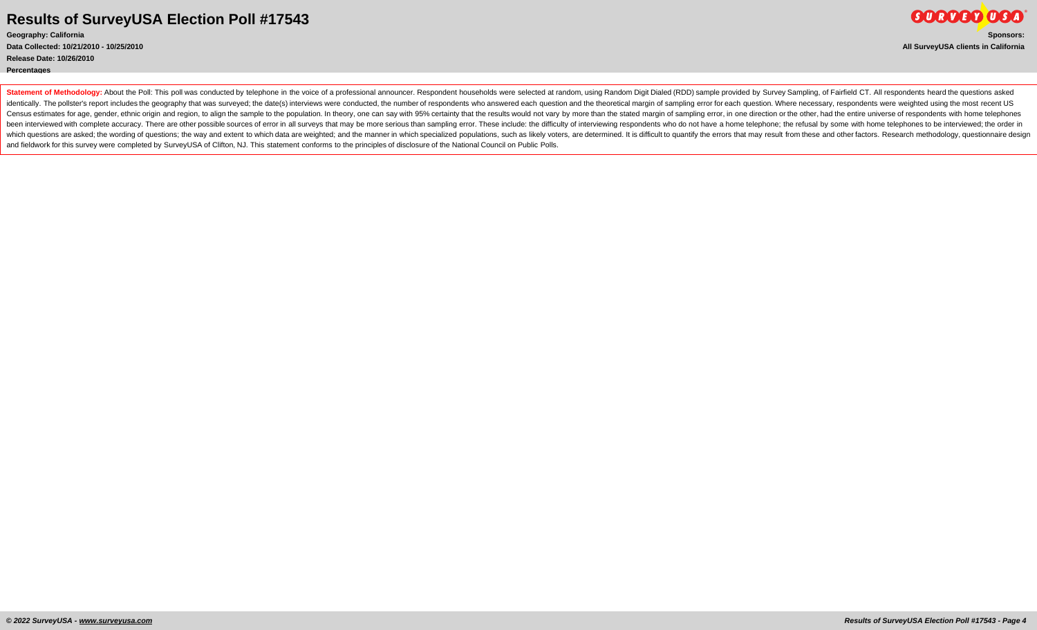# Results of SurveyUSA Election Poll #17543

**Geography: California**

**Data Collected: 10/21/2010 - 10/25/2010**

**Release Date: 10/26/2010**

**Percentages**

**Sponsors:**

**All SurveyUSA clients in California**

**Statement of Methodology:** About the Poll: This poll was conducted by telephone in the voice of a professional announcer. Respondent households were selected at random, using Random Digit Dialed (RDD) sample provided by Survey Sampling, of Fairfield CT. All respondents heard the questions asked identically. The pollster's report includes the geography that was surveyed; the date(s) interviews were conducted, the number of respondents who answered each question and the theoretical margin of sampling error for each question. Where necessary, respondents were weighted using the most recent US Census estimates for age, gender, ethnic origin and region, to align the sample to the population. In theory, one can say with 95% certainty that the results would not vary by more than the stated margin of sampling error, in one direction or the other, had the entire universe of respondents with home telephones been interviewed with complete accuracy. There are other possible sources of error in all surveys that may be more serious than sampling error. These include: the difficulty of interviewing respondents who do not have a home telephone; the refusal by some with home telephones to be interviewed; the order in which questions are asked; the wording of questions; the way and extent to which data are weighted; and the manner in which specialized populations, such as likely voters, are determined. It is difficult to quantify the errors that may result from these and other factors. Research methodology, questionnaire design and fieldwork for this survey were completed by SurveyUSA of Clifton, NJ. This statement conforms to the principles of disclosure of the National Council on Public Polls.